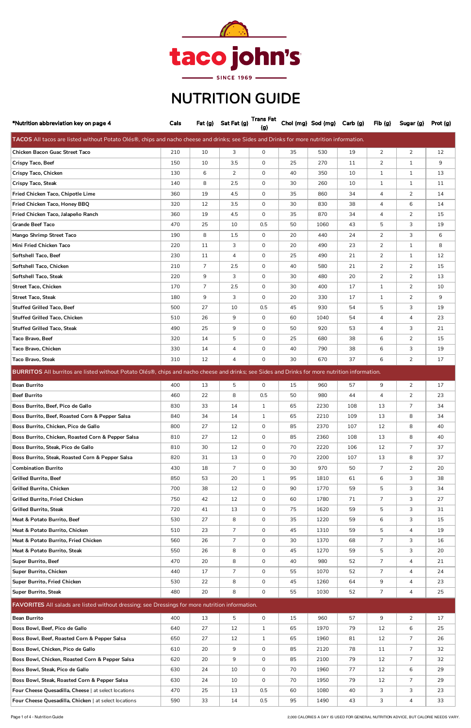# taco john's

SINCE 1969

# NUTRITION GUIDE

| *Nutrition abbreviation key on page 4 | Cals | Fat (g) | Sat Fat (g) | Trans Fat (g) | Chol (mg) | Sod (mg) | Carb (g) | Fib (g) | Sugar (g) | Prot (g) |
|---|---|---|---|---|---|---|---|---|---|---|
| **TACOS** All tacos are listed without Potato Olés®, chips and nacho cheese and drinks; see Sides and Drinks for more nutrition information. | | | | | | | | | | |
| Chicken Bacon Guac Street Taco | 210 | 10 | 3 | 0 | 35 | 530 | 19 | 2 | 2 | 12 |
| Crispy Taco, Beef | 150 | 10 | 3.5 | 0 | 25 | 270 | 11 | 2 | 1 | 9 |
| Crispy Taco, Chicken | 130 | 6 | 2 | 0 | 40 | 350 | 10 | 1 | 1 | 13 |
| Crispy Taco, Steak | 140 | 8 | 2.5 | 0 | 30 | 260 | 10 | 1 | 1 | 11 |
| Fried Chicken Taco, Chipotle Lime | 360 | 19 | 4.5 | 0 | 35 | 860 | 34 | 4 | 2 | 14 |
| Fried Chicken Taco, Honey BBQ | 320 | 12 | 3.5 | 0 | 30 | 830 | 38 | 4 | 6 | 14 |
| Fried Chicken Taco, Jalapeño Ranch | 360 | 19 | 4.5 | 0 | 35 | 870 | 34 | 4 | 2 | 15 |
| Grande Beef Taco | 470 | 25 | 10 | 0.5 | 50 | 1060 | 43 | 5 | 3 | 19 |
| Mango Shrimp Street Taco | 190 | 8 | 1.5 | 0 | 20 | 440 | 24 | 2 | 3 | 6 |
| Mini Fried Chicken Taco | 220 | 11 | 3 | 0 | 20 | 490 | 23 | 2 | 1 | 8 |
| Softshell Taco, Beef | 230 | 11 | 4 | 0 | 25 | 490 | 21 | 2 | 1 | 12 |
| Softshell Taco, Chicken | 210 | 7 | 2.5 | 0 | 40 | 580 | 21 | 2 | 2 | 15 |
| Softshell Taco, Steak | 220 | 9 | 3 | 0 | 30 | 480 | 20 | 2 | 2 | 13 |
| Street Taco, Chicken | 170 | 7 | 2.5 | 0 | 30 | 400 | 17 | 1 | 2 | 10 |
| Street Taco, Steak | 180 | 9 | 3 | 0 | 20 | 330 | 17 | 1 | 2 | 9 |
| Stuffed Grilled Taco, Beef | 500 | 27 | 10 | 0.5 | 45 | 930 | 54 | 5 | 3 | 19 |
| Stuffed Grilled Taco, Chicken | 510 | 26 | 9 | 0 | 60 | 1040 | 54 | 4 | 4 | 23 |
| Stuffed Grilled Taco, Steak | 490 | 25 | 9 | 0 | 50 | 920 | 53 | 4 | 3 | 21 |
| Taco Bravo, Beef | 320 | 14 | 5 | 0 | 25 | 680 | 38 | 6 | 2 | 15 |
| Taco Bravo, Chicken | 330 | 14 | 4 | 0 | 40 | 790 | 38 | 6 | 3 | 19 |
| Taco Bravo, Steak | 310 | 12 | 4 | 0 | 30 | 670 | 37 | 6 | 2 | 17 |
| **BURRITOS** All burritos are listed without Potato Olés®, chips and nacho cheese and drinks; see Sides and Drinks for more nutrition information. | | | | | | | | | | |
| Bean Burrito | 400 | 13 | 5 | 0 | 15 | 960 | 57 | 9 | 2 | 17 |
| Beef Burrito | 460 | 22 | 8 | 0.5 | 50 | 980 | 44 | 4 | 2 | 23 |
| Boss Burrito, Beef, Pico de Gallo | 830 | 33 | 14 | 1 | 65 | 2230 | 108 | 13 | 7 | 34 |
| Boss Burrito, Beef, Roasted Corn & Pepper Salsa | 840 | 34 | 14 | 1 | 65 | 2210 | 109 | 13 | 8 | 34 |
| Boss Burrito, Chicken, Pico de Gallo | 800 | 27 | 12 | 0 | 85 | 2370 | 107 | 12 | 8 | 40 |
| Boss Burrito, Chicken, Roasted Corn & Pepper Salsa | 810 | 27 | 12 | 0 | 85 | 2360 | 108 | 13 | 8 | 40 |
| Boss Burrito, Steak, Pico de Gallo | 810 | 30 | 12 | 0 | 70 | 2220 | 106 | 12 | 7 | 37 |
| Boss Burrito, Steak, Roasted Corn & Pepper Salsa | 820 | 31 | 13 | 0 | 70 | 2200 | 107 | 13 | 8 | 37 |
| Combination Burrito | 430 | 18 | 7 | 0 | 30 | 970 | 50 | 7 | 2 | 20 |
| Grilled Burrito, Beef | 850 | 53 | 20 | 1 | 95 | 1810 | 61 | 6 | 3 | 38 |
| Grilled Burrito, Chicken | 700 | 38 | 12 | 0 | 90 | 1770 | 59 | 5 | 3 | 34 |
| Grilled Burrito, Fried Chicken | 750 | 42 | 12 | 0 | 60 | 1780 | 71 | 7 | 3 | 27 |
| Grilled Burrito, Steak | 720 | 41 | 13 | 0 | 75 | 1620 | 59 | 5 | 3 | 31 |
| Meat & Potato Burrito, Beef | 530 | 27 | 8 | 0 | 35 | 1220 | 59 | 6 | 3 | 15 |
| Meat & Potato Burrito, Chicken | 510 | 23 | 7 | 0 | 45 | 1310 | 59 | 5 | 4 | 19 |
| Meat & Potato Burrito, Fried Chicken | 560 | 26 | 7 | 0 | 30 | 1370 | 68 | 7 | 3 | 16 |
| Meat & Potato Burrito, Steak | 550 | 26 | 8 | 0 | 45 | 1270 | 59 | 5 | 3 | 20 |
| Super Burrito, Beef | 470 | 20 | 8 | 0 | 40 | 980 | 52 | 7 | 4 | 21 |
| Super Burrito, Chicken | 440 | 17 | 7 | 0 | 55 | 1070 | 52 | 7 | 4 | 24 |
| Super Burrito, Fried Chicken | 530 | 22 | 8 | 0 | 45 | 1260 | 64 | 9 | 4 | 23 |
| Super Burrito, Steak | 480 | 20 | 8 | 0 | 55 | 1030 | 52 | 7 | 4 | 25 |
| **FAVORITES** All salads are listed without dressing; see Dressings for more nutrition information. | | | | | | | | | | |
| Bean Burrito | 400 | 13 | 5 | 0 | 15 | 960 | 57 | 9 | 2 | 17 |
| Boss Bowl, Beef, Pico de Gallo | 640 | 27 | 12 | 1 | 65 | 1970 | 79 | 12 | 6 | 25 |
| Boss Bowl, Beef, Roasted Corn & Pepper Salsa | 650 | 27 | 12 | 1 | 65 | 1960 | 81 | 12 | 7 | 26 |
| Boss Bowl, Chicken, Pico de Gallo | 610 | 20 | 9 | 0 | 85 | 2120 | 78 | 11 | 7 | 32 |
| Boss Bowl, Chicken, Roasted Corn & Pepper Salsa | 620 | 20 | 9 | 0 | 85 | 2100 | 79 | 12 | 7 | 32 |
| Boss Bowl, Steak, Pico de Gallo | 630 | 24 | 10 | 0 | 70 | 1960 | 77 | 12 | 6 | 29 |
| Boss Bowl, Steak, Roasted Corn & Pepper Salsa | 630 | 24 | 10 | 0 | 70 | 1950 | 79 | 12 | 7 | 29 |
| Four Cheese Quesadilla, Cheese \| at select locations | 470 | 25 | 13 | 0.5 | 60 | 1080 | 40 | 3 | 3 | 23 |
| Four Cheese Quesadilla, Chicken \| at select locations | 590 | 33 | 14 | 0.5 | 95 | 1490 | 43 | 3 | 4 | 33 |

2,000 CALORIES A DAY IS USED FOR GENERAL NUTRITION ADVICE, BUT CALORIE NEEDS VARY.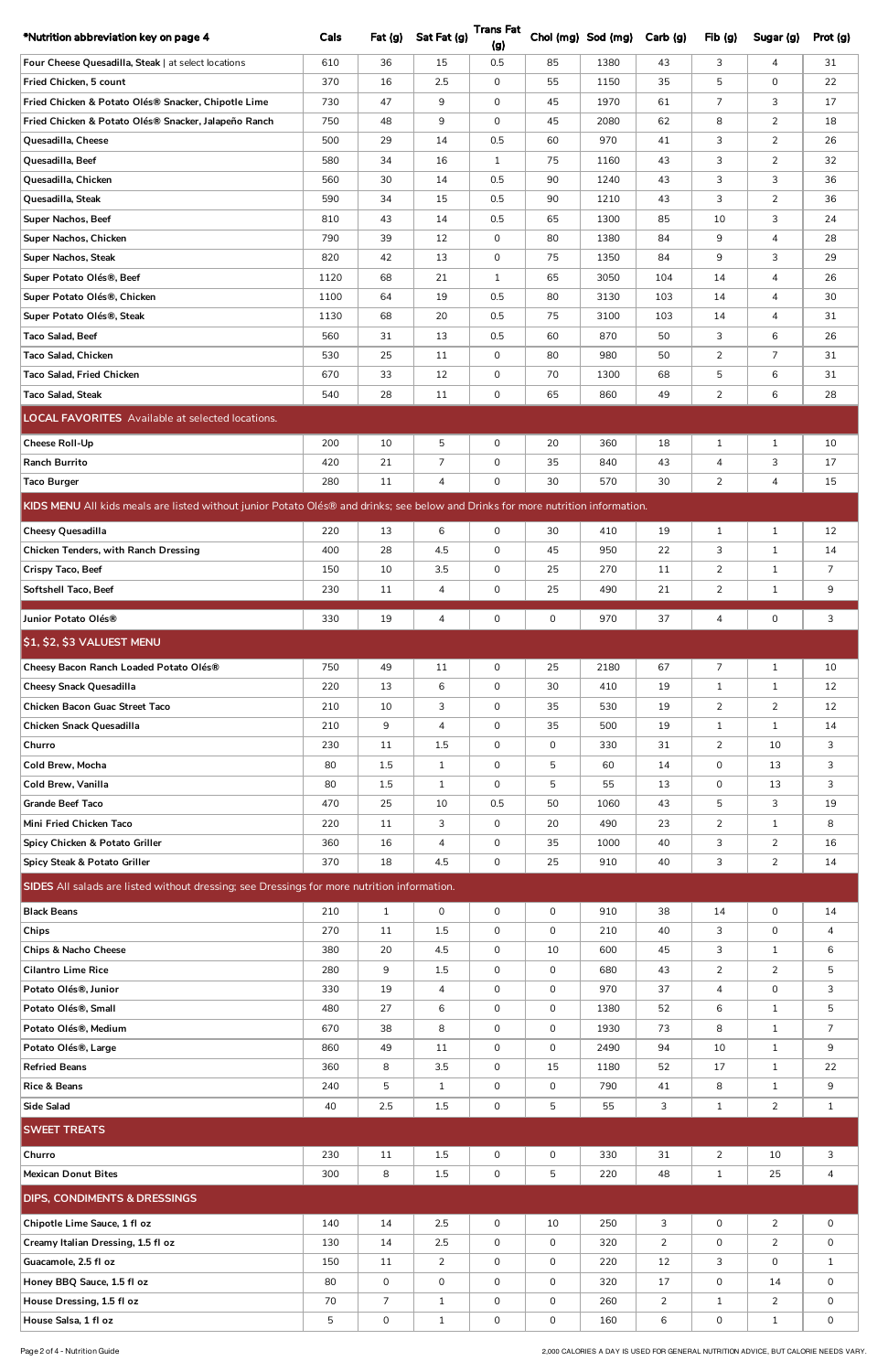| *Nutrition abbreviation key on page 4 | Cals | Fat (g) | Sat Fat (g) | Trans Fat (g) | Chol (mg) | Sod (mg) | Carb (g) | Fib (g) | Sugar (g) | Prot (g) |
|---|---|---|---|---|---|---|---|---|---|---|
| Four Cheese Quesadilla, Steak \| at select locations | 610 | 36 | 15 | 0.5 | 85 | 1380 | 43 | 3 | 4 | 31 |
| Fried Chicken, 5 count | 370 | 16 | 2.5 | 0 | 55 | 1150 | 35 | 5 | 0 | 22 |
| Fried Chicken & Potato Olés® Snacker, Chipotle Lime | 730 | 47 | 9 | 0 | 45 | 1970 | 61 | 7 | 3 | 17 |
| Fried Chicken & Potato Olés® Snacker, Jalapeño Ranch | 750 | 48 | 9 | 0 | 45 | 2080 | 62 | 8 | 2 | 18 |
| Quesadilla, Cheese | 500 | 29 | 14 | 0.5 | 60 | 970 | 41 | 3 | 2 | 26 |
| Quesadilla, Beef | 580 | 34 | 16 | 1 | 75 | 1160 | 43 | 3 | 2 | 32 |
| Quesadilla, Chicken | 560 | 30 | 14 | 0.5 | 90 | 1240 | 43 | 3 | 3 | 36 |
| Quesadilla, Steak | 590 | 34 | 15 | 0.5 | 90 | 1210 | 43 | 3 | 2 | 36 |
| Super Nachos, Beef | 810 | 43 | 14 | 0.5 | 65 | 1300 | 85 | 10 | 3 | 24 |
| Super Nachos, Chicken | 790 | 39 | 12 | 0 | 80 | 1380 | 84 | 9 | 4 | 28 |
| Super Nachos, Steak | 820 | 42 | 13 | 0 | 75 | 1350 | 84 | 9 | 3 | 29 |
| Super Potato Olés®, Beef | 1120 | 68 | 21 | 1 | 65 | 3050 | 104 | 14 | 4 | 26 |
| Super Potato Olés®, Chicken | 1100 | 64 | 19 | 0.5 | 80 | 3130 | 103 | 14 | 4 | 30 |
| Super Potato Olés®, Steak | 1130 | 68 | 20 | 0.5 | 75 | 3100 | 103 | 14 | 4 | 31 |
| Taco Salad, Beef | 560 | 31 | 13 | 0.5 | 60 | 870 | 50 | 3 | 6 | 26 |
| Taco Salad, Chicken | 530 | 25 | 11 | 0 | 80 | 980 | 50 | 2 | 7 | 31 |
| Taco Salad, Fried Chicken | 670 | 33 | 12 | 0 | 70 | 1300 | 68 | 5 | 6 | 31 |
| Taco Salad, Steak | 540 | 28 | 11 | 0 | 65 | 860 | 49 | 2 | 6 | 28 |
| **LOCAL FAVORITES** Available at selected locations. | | | | | | | | | | |
| Cheese Roll-Up | 200 | 10 | 5 | 0 | 20 | 360 | 18 | 1 | 1 | 10 |
| Ranch Burrito | 420 | 21 | 7 | 0 | 35 | 840 | 43 | 4 | 3 | 17 |
| Taco Burger | 280 | 11 | 4 | 0 | 30 | 570 | 30 | 2 | 4 | 15 |
| **KIDS MENU** All kids meals are listed without junior Potato Olés® and drinks; see below and Drinks for more nutrition information. | | | | | | | | | | |
| Cheesy Quesadilla | 220 | 13 | 6 | 0 | 30 | 410 | 19 | 1 | 1 | 12 |
| Chicken Tenders, with Ranch Dressing | 400 | 28 | 4.5 | 0 | 45 | 950 | 22 | 3 | 1 | 14 |
| Crispy Taco, Beef | 150 | 10 | 3.5 | 0 | 25 | 270 | 11 | 2 | 1 | 7 |
| Softshell Taco, Beef | 230 | 11 | 4 | 0 | 25 | 490 | 21 | 2 | 1 | 9 |
| Junior Potato Olés® | 330 | 19 | 4 | 0 | 0 | 970 | 37 | 4 | 0 | 3 |
| **$1, $2, $3 VALUEST MENU** | | | | | | | | | | |
| Cheesy Bacon Ranch Loaded Potato Olés® | 750 | 49 | 11 | 0 | 25 | 2180 | 67 | 7 | 1 | 10 |
| Cheesy Snack Quesadilla | 220 | 13 | 6 | 0 | 30 | 410 | 19 | 1 | 1 | 12 |
| Chicken Bacon Guac Street Taco | 210 | 10 | 3 | 0 | 35 | 530 | 19 | 2 | 2 | 12 |
| Chicken Snack Quesadilla | 210 | 9 | 4 | 0 | 35 | 500 | 19 | 1 | 1 | 14 |
| Churro | 230 | 11 | 1.5 | 0 | 0 | 330 | 31 | 2 | 10 | 3 |
| Cold Brew, Mocha | 80 | 1.5 | 1 | 0 | 5 | 60 | 14 | 0 | 13 | 3 |
| Cold Brew, Vanilla | 80 | 1.5 | 1 | 0 | 5 | 55 | 13 | 0 | 13 | 3 |
| Grande Beef Taco | 470 | 25 | 10 | 0.5 | 50 | 1060 | 43 | 5 | 3 | 19 |
| Mini Fried Chicken Taco | 220 | 11 | 3 | 0 | 20 | 490 | 23 | 2 | 1 | 8 |
| Spicy Chicken & Potato Griller | 360 | 16 | 4 | 0 | 35 | 1000 | 40 | 3 | 2 | 16 |
| Spicy Steak & Potato Griller | 370 | 18 | 4.5 | 0 | 25 | 910 | 40 | 3 | 2 | 14 |
| **SIDES** All salads are listed without dressing; see Dressings for more nutrition information. | | | | | | | | | | |
| Black Beans | 210 | 1 | 0 | 0 | 0 | 910 | 38 | 14 | 0 | 14 |
| Chips | 270 | 11 | 1.5 | 0 | 0 | 210 | 40 | 3 | 0 | 4 |
| Chips & Nacho Cheese | 380 | 20 | 4.5 | 0 | 10 | 600 | 45 | 3 | 1 | 6 |
| Cilantro Lime Rice | 280 | 9 | 1.5 | 0 | 0 | 680 | 43 | 2 | 2 | 5 |
| Potato Olés®, Junior | 330 | 19 | 4 | 0 | 0 | 970 | 37 | 4 | 0 | 3 |
| Potato Olés®, Small | 480 | 27 | 6 | 0 | 0 | 1380 | 52 | 6 | 1 | 5 |
| Potato Olés®, Medium | 670 | 38 | 8 | 0 | 0 | 1930 | 73 | 8 | 1 | 7 |
| Potato Olés®, Large | 860 | 49 | 11 | 0 | 0 | 2490 | 94 | 10 | 1 | 9 |
| Refried Beans | 360 | 8 | 3.5 | 0 | 15 | 1180 | 52 | 17 | 1 | 22 |
| Rice & Beans | 240 | 5 | 1 | 0 | 0 | 790 | 41 | 8 | 1 | 9 |
| Side Salad | 40 | 2.5 | 1.5 | 0 | 5 | 55 | 3 | 1 | 2 | 1 |
| **SWEET TREATS** | | | | | | | | | | |
| Churro | 230 | 11 | 1.5 | 0 | 0 | 330 | 31 | 2 | 10 | 3 |
| Mexican Donut Bites | 300 | 8 | 1.5 | 0 | 5 | 220 | 48 | 1 | 25 | 4 |
| **DIPS, CONDIMENTS & DRESSINGS** | | | | | | | | | | |
| Chipotle Lime Sauce, 1 fl oz | 140 | 14 | 2.5 | 0 | 10 | 250 | 3 | 0 | 2 | 0 |
| Creamy Italian Dressing, 1.5 fl oz | 130 | 14 | 2.5 | 0 | 0 | 320 | 2 | 0 | 2 | 0 |
| Guacamole, 2.5 fl oz | 150 | 11 | 2 | 0 | 0 | 220 | 12 | 3 | 0 | 1 |
| Honey BBQ Sauce, 1.5 fl oz | 80 | 0 | 0 | 0 | 0 | 320 | 17 | 0 | 14 | 0 |
| House Dressing, 1.5 fl oz | 70 | 7 | 1 | 0 | 0 | 260 | 2 | 1 | 2 | 0 |
| House Salsa, 1 fl oz | 5 | 0 | 1 | 0 | 0 | 160 | 6 | 0 | 1 | 0 |

2,000 CALORIES A DAY IS USED FOR GENERAL NUTRITION ADVICE, BUT CALORIE NEEDS VARY.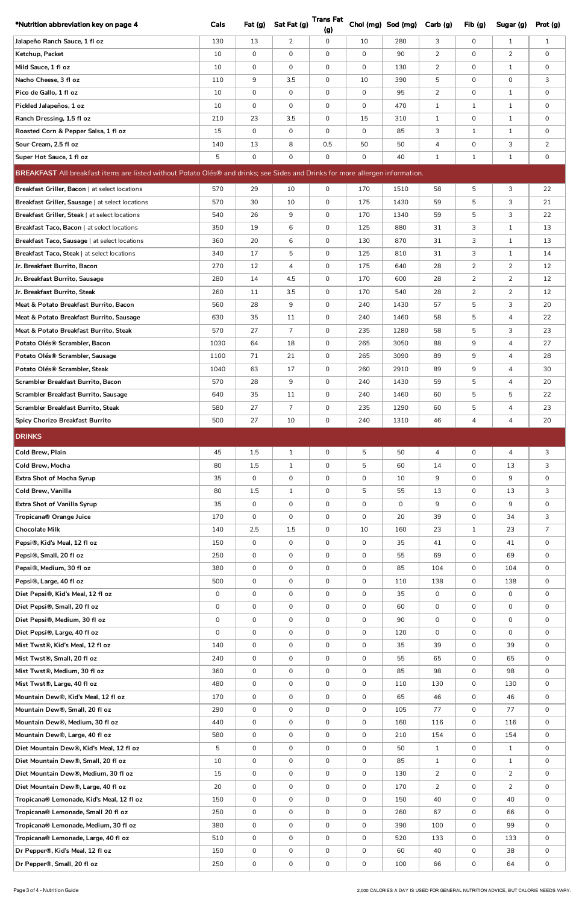| *Nutrition abbreviation key on page 4 | Cals | Fat (g) | Sat Fat (g) | Trans Fat (g) | Chol (mg) | Sod (mg) | Carb (g) | Fib (g) | Sugar (g) | Prot (g) |
|---|---|---|---|---|---|---|---|---|---|---|
| Jalapeño Ranch Sauce, 1 fl oz | 130 | 13 | 2 | 0 | 10 | 280 | 3 | 0 | 1 | 1 |
| Ketchup, Packet | 10 | 0 | 0 | 0 | 0 | 90 | 2 | 0 | 2 | 0 |
| Mild Sauce, 1 fl oz | 10 | 0 | 0 | 0 | 0 | 130 | 2 | 0 | 1 | 0 |
| Nacho Cheese, 3 fl oz | 110 | 9 | 3.5 | 0 | 10 | 390 | 5 | 0 | 0 | 3 |
| Pico de Gallo, 1 fl oz | 10 | 0 | 0 | 0 | 0 | 95 | 2 | 0 | 1 | 0 |
| Pickled Jalapeños, 1 oz | 10 | 0 | 0 | 0 | 0 | 470 | 1 | 1 | 1 | 0 |
| Ranch Dressing, 1.5 fl oz | 210 | 23 | 3.5 | 0 | 15 | 310 | 1 | 0 | 1 | 0 |
| Roasted Corn & Pepper Salsa, 1 fl oz | 15 | 0 | 0 | 0 | 0 | 85 | 3 | 1 | 1 | 0 |
| Sour Cream, 2.5 fl oz | 140 | 13 | 8 | 0.5 | 50 | 50 | 4 | 0 | 3 | 2 |
| Super Hot Sauce, 1 fl oz | 5 | 0 | 0 | 0 | 0 | 40 | 1 | 1 | 1 | 0 |
| **BREAKFAST** All breakfast items are listed without Potato Olés® and drinks; see Sides and Drinks for more allergen information. | | | | | | | | | | |
| Breakfast Griller, Bacon \| at select locations | 570 | 29 | 10 | 0 | 170 | 1510 | 58 | 5 | 3 | 22 |
| Breakfast Griller, Sausage \| at select locations | 570 | 30 | 10 | 0 | 175 | 1430 | 59 | 5 | 3 | 21 |
| Breakfast Griller, Steak \| at select locations | 540 | 26 | 9 | 0 | 170 | 1340 | 59 | 5 | 3 | 22 |
| Breakfast Taco, Bacon \| at select locations | 350 | 19 | 6 | 0 | 125 | 880 | 31 | 3 | 1 | 13 |
| Breakfast Taco, Sausage \| at select locations | 360 | 20 | 6 | 0 | 130 | 870 | 31 | 3 | 1 | 13 |
| Breakfast Taco, Steak \| at select locations | 340 | 17 | 5 | 0 | 125 | 810 | 31 | 3 | 1 | 14 |
| Jr. Breakfast Burrito, Bacon | 270 | 12 | 4 | 0 | 175 | 640 | 28 | 2 | 2 | 12 |
| Jr. Breakfast Burrito, Sausage | 280 | 14 | 4.5 | 0 | 170 | 600 | 28 | 2 | 2 | 12 |
| Jr. Breakfast Burrito, Steak | 260 | 11 | 3.5 | 0 | 170 | 540 | 28 | 2 | 2 | 12 |
| Meat & Potato Breakfast Burrito, Bacon | 560 | 28 | 9 | 0 | 240 | 1430 | 57 | 5 | 3 | 20 |
| Meat & Potato Breakfast Burrito, Sausage | 630 | 35 | 11 | 0 | 240 | 1460 | 58 | 5 | 4 | 22 |
| Meat & Potato Breakfast Burrito, Steak | 570 | 27 | 7 | 0 | 235 | 1280 | 58 | 5 | 3 | 23 |
| Potato Olés® Scrambler, Bacon | 1030 | 64 | 18 | 0 | 265 | 3050 | 88 | 9 | 4 | 27 |
| Potato Olés® Scrambler, Sausage | 1100 | 71 | 21 | 0 | 265 | 3090 | 89 | 9 | 4 | 28 |
| Potato Olés® Scrambler, Steak | 1040 | 63 | 17 | 0 | 260 | 2910 | 89 | 9 | 4 | 30 |
| Scrambler Breakfast Burrito, Bacon | 570 | 28 | 9 | 0 | 240 | 1430 | 59 | 5 | 4 | 20 |
| Scrambler Breakfast Burrito, Sausage | 640 | 35 | 11 | 0 | 240 | 1460 | 60 | 5 | 5 | 22 |
| Scrambler Breakfast Burrito, Steak | 580 | 27 | 7 | 0 | 235 | 1290 | 60 | 5 | 4 | 23 |
| Spicy Chorizo Breakfast Burrito | 500 | 27 | 10 | 0 | 240 | 1310 | 46 | 4 | 4 | 20 |
| **DRINKS** | | | | | | | | | | |
| Cold Brew, Plain | 45 | 1.5 | 1 | 0 | 5 | 50 | 4 | 0 | 4 | 3 |
| Cold Brew, Mocha | 80 | 1.5 | 1 | 0 | 5 | 60 | 14 | 0 | 13 | 3 |
| Extra Shot of Mocha Syrup | 35 | 0 | 0 | 0 | 0 | 10 | 9 | 0 | 9 | 0 |
| Cold Brew, Vanilla | 80 | 1.5 | 1 | 0 | 5 | 55 | 13 | 0 | 13 | 3 |
| Extra Shot of Vanilla Syrup | 35 | 0 | 0 | 0 | 0 | 0 | 9 | 0 | 9 | 0 |
| Tropicana® Orange Juice | 170 | 0 | 0 | 0 | 0 | 20 | 39 | 0 | 34 | 3 |
| Chocolate Milk | 140 | 2.5 | 1.5 | 0 | 10 | 160 | 23 | 1 | 23 | 7 |
| Pepsi®, Kid's Meal, 12 fl oz | 150 | 0 | 0 | 0 | 0 | 35 | 41 | 0 | 41 | 0 |
| Pepsi®, Small, 20 fl oz | 250 | 0 | 0 | 0 | 0 | 55 | 69 | 0 | 69 | 0 |
| Pepsi®, Medium, 30 fl oz | 380 | 0 | 0 | 0 | 0 | 85 | 104 | 0 | 104 | 0 |
| Pepsi®, Large, 40 fl oz | 500 | 0 | 0 | 0 | 0 | 110 | 138 | 0 | 138 | 0 |
| Diet Pepsi®, Kid's Meal, 12 fl oz | 0 | 0 | 0 | 0 | 0 | 35 | 0 | 0 | 0 | 0 |
| Diet Pepsi®, Small, 20 fl oz | 0 | 0 | 0 | 0 | 0 | 60 | 0 | 0 | 0 | 0 |
| Diet Pepsi®, Medium, 30 fl oz | 0 | 0 | 0 | 0 | 0 | 90 | 0 | 0 | 0 | 0 |
| Diet Pepsi®, Large, 40 fl oz | 0 | 0 | 0 | 0 | 0 | 120 | 0 | 0 | 0 | 0 |
| Mist Twst®, Kid's Meal, 12 fl oz | 140 | 0 | 0 | 0 | 0 | 35 | 39 | 0 | 39 | 0 |
| Mist Twst®, Small, 20 fl oz | 240 | 0 | 0 | 0 | 0 | 55 | 65 | 0 | 65 | 0 |
| Mist Twst®, Medium, 30 fl oz | 360 | 0 | 0 | 0 | 0 | 85 | 98 | 0 | 98 | 0 |
| Mist Twst®, Large, 40 fl oz | 480 | 0 | 0 | 0 | 0 | 110 | 130 | 0 | 130 | 0 |
| Mountain Dew®, Kid's Meal, 12 fl oz | 170 | 0 | 0 | 0 | 0 | 65 | 46 | 0 | 46 | 0 |
| Mountain Dew®, Small, 20 fl oz | 290 | 0 | 0 | 0 | 0 | 105 | 77 | 0 | 77 | 0 |
| Mountain Dew®, Medium, 30 fl oz | 440 | 0 | 0 | 0 | 0 | 160 | 116 | 0 | 116 | 0 |
| Mountain Dew®, Large, 40 fl oz | 580 | 0 | 0 | 0 | 0 | 210 | 154 | 0 | 154 | 0 |
| Diet Mountain Dew®, Kid's Meal, 12 fl oz | 5 | 0 | 0 | 0 | 0 | 50 | 1 | 0 | 1 | 0 |
| Diet Mountain Dew®, Small, 20 fl oz | 10 | 0 | 0 | 0 | 0 | 85 | 1 | 0 | 1 | 0 |
| Diet Mountain Dew®, Medium, 30 fl oz | 15 | 0 | 0 | 0 | 0 | 130 | 2 | 0 | 2 | 0 |
| Diet Mountain Dew®, Large, 40 fl oz | 20 | 0 | 0 | 0 | 0 | 170 | 2 | 0 | 2 | 0 |
| Tropicana® Lemonade, Kid's Meal, 12 fl oz | 150 | 0 | 0 | 0 | 0 | 150 | 40 | 0 | 40 | 0 |
| Tropicana® Lemonade, Small 20 fl oz | 250 | 0 | 0 | 0 | 0 | 260 | 67 | 0 | 66 | 0 |
| Tropicana® Lemonade, Medium, 30 fl oz | 380 | 0 | 0 | 0 | 0 | 390 | 100 | 0 | 99 | 0 |
| Tropicana® Lemonade, Large, 40 fl oz | 510 | 0 | 0 | 0 | 0 | 520 | 133 | 0 | 133 | 0 |
| Dr Pepper®, Kid's Meal, 12 fl oz | 150 | 0 | 0 | 0 | 0 | 60 | 40 | 0 | 38 | 0 |
| Dr Pepper®, Small, 20 fl oz | 250 | 0 | 0 | 0 | 0 | 100 | 66 | 0 | 64 | 0 |

2,000 CALORIES A DAY IS USED FOR GENERAL NUTRITION ADVICE, BUT CALORIE NEEDS VARY.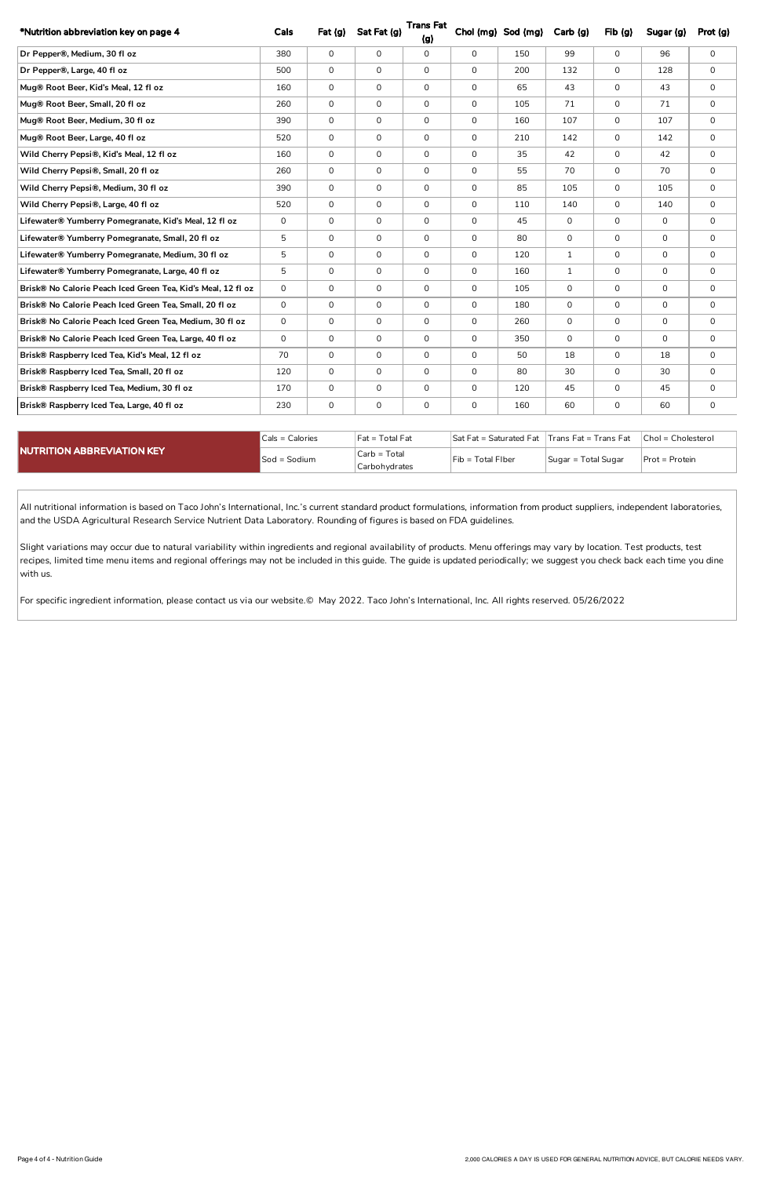| *Nutrition abbreviation key on page 4 | Cals | Fat (g) | Sat Fat (g) | Trans Fat (g) | Chol (mg) | Sod (mg) | Carb (g) | Fib (g) | Sugar (g) | Prot (g) |
|---|---|---|---|---|---|---|---|---|---|---|
| Dr Pepper®, Medium, 30 fl oz | 380 | 0 | 0 | 0 | 0 | 150 | 99 | 0 | 96 | 0 |
| Dr Pepper®, Large, 40 fl oz | 500 | 0 | 0 | 0 | 0 | 200 | 132 | 0 | 128 | 0 |
| Mug® Root Beer, Kid's Meal, 12 fl oz | 160 | 0 | 0 | 0 | 0 | 65 | 43 | 0 | 43 | 0 |
| Mug® Root Beer, Small, 20 fl oz | 260 | 0 | 0 | 0 | 0 | 105 | 71 | 0 | 71 | 0 |
| Mug® Root Beer, Medium, 30 fl oz | 390 | 0 | 0 | 0 | 0 | 160 | 107 | 0 | 107 | 0 |
| Mug® Root Beer, Large, 40 fl oz | 520 | 0 | 0 | 0 | 0 | 210 | 142 | 0 | 142 | 0 |
| Wild Cherry Pepsi®, Kid's Meal, 12 fl oz | 160 | 0 | 0 | 0 | 0 | 35 | 42 | 0 | 42 | 0 |
| Wild Cherry Pepsi®, Small, 20 fl oz | 260 | 0 | 0 | 0 | 0 | 55 | 70 | 0 | 70 | 0 |
| Wild Cherry Pepsi®, Medium, 30 fl oz | 390 | 0 | 0 | 0 | 0 | 85 | 105 | 0 | 105 | 0 |
| Wild Cherry Pepsi®, Large, 40 fl oz | 520 | 0 | 0 | 0 | 0 | 110 | 140 | 0 | 140 | 0 |
| Lifewater® Yumberry Pomegranate, Kid's Meal, 12 fl oz | 0 | 0 | 0 | 0 | 0 | 45 | 0 | 0 | 0 | 0 |
| Lifewater® Yumberry Pomegranate, Small, 20 fl oz | 5 | 0 | 0 | 0 | 0 | 80 | 0 | 0 | 0 | 0 |
| Lifewater® Yumberry Pomegranate, Medium, 30 fl oz | 5 | 0 | 0 | 0 | 0 | 120 | 1 | 0 | 0 | 0 |
| Lifewater® Yumberry Pomegranate, Large, 40 fl oz | 5 | 0 | 0 | 0 | 0 | 160 | 1 | 0 | 0 | 0 |
| Brisk® No Calorie Peach Iced Green Tea, Kid's Meal, 12 fl oz | 0 | 0 | 0 | 0 | 0 | 105 | 0 | 0 | 0 | 0 |
| Brisk® No Calorie Peach Iced Green Tea, Small, 20 fl oz | 0 | 0 | 0 | 0 | 0 | 180 | 0 | 0 | 0 | 0 |
| Brisk® No Calorie Peach Iced Green Tea, Medium, 30 fl oz | 0 | 0 | 0 | 0 | 0 | 260 | 0 | 0 | 0 | 0 |
| Brisk® No Calorie Peach Iced Green Tea, Large, 40 fl oz | 0 | 0 | 0 | 0 | 0 | 350 | 0 | 0 | 0 | 0 |
| Brisk® Raspberry Iced Tea, Kid's Meal, 12 fl oz | 70 | 0 | 0 | 0 | 0 | 50 | 18 | 0 | 18 | 0 |
| Brisk® Raspberry Iced Tea, Small, 20 fl oz | 120 | 0 | 0 | 0 | 0 | 80 | 30 | 0 | 30 | 0 |
| Brisk® Raspberry Iced Tea, Medium, 30 fl oz | 170 | 0 | 0 | 0 | 0 | 120 | 45 | 0 | 45 | 0 |
| Brisk® Raspberry Iced Tea, Large, 40 fl oz | 230 | 0 | 0 | 0 | 0 | 160 | 60 | 0 | 60 | 0 |

| NUTRITION ABBREVIATION KEY | | | | | |
|---|---|---|---|---|---|
| | Cals = Calories | Fat = Total Fat | Sat Fat = Saturated Fat | Trans Fat = Trans Fat | Chol = Cholesterol |
| | Sod = Sodium | Carb = Total Carbohydrates | Fib = Total FIber | Sugar = Total Sugar | Prot = Protein |

All nutritional information is based on Taco John's International, Inc.'s current standard product formulations, information from product suppliers, independent laboratories, and the USDA Agricultural Research Service Nutrient Data Laboratory. Rounding of figures is based on FDA guidelines.

Slight variations may occur due to natural variability within ingredients and regional availability of products. Menu offerings may vary by location. Test products, test recipes, limited time menu items and regional offerings may not be included in this guide. The guide is updated periodically; we suggest you check back each time you dine with us.

For specific ingredient information, please contact us via our website.© May 2022. Taco John's International, Inc. All rights reserved. 05/26/2022

2,000 CALORIES A DAY IS USED FOR GENERAL NUTRITION ADVICE, BUT CALORIE NEEDS VARY.